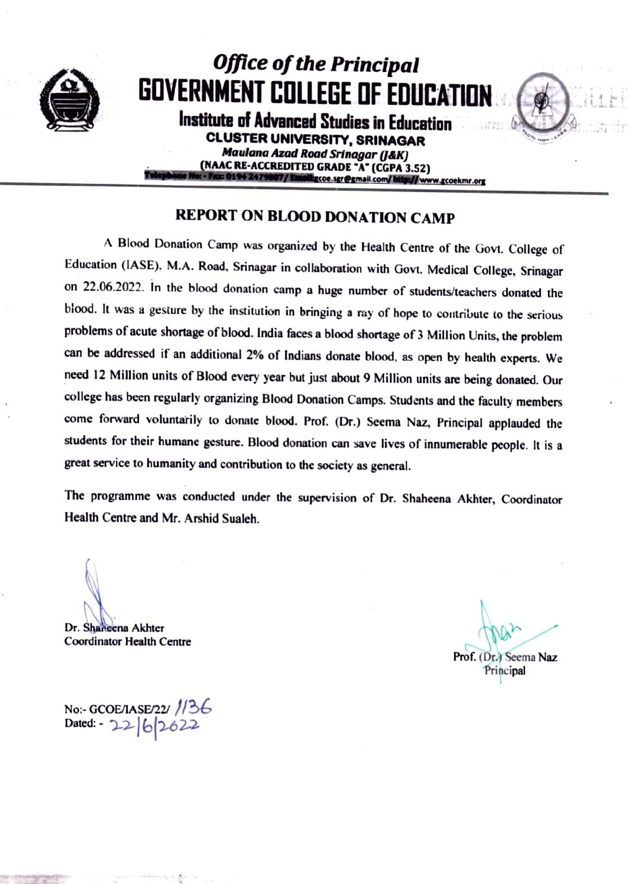# *Office of the Principal*

# GOVERNMENT COLLEGE OF EDUCATION

## Institute of Advanced Studies in Education

**CLUSTER UNIVERSITY, SRINAGAR**

***Maulana Azad Road Srinagar (J&K)***

**(NAAC RE-ACCREDITED GRADE "A" (CGPA 3.52)**

**Telephone No: - Fax: 0194 2479807 / Email: gcoe.sgr@gmail.com / http:// www.gcoekmr.org**

---

## REPORT ON BLOOD DONATION CAMP

A Blood Donation Camp was organized by the Health Centre of the Govt. College of Education (IASE), M.A. Road, Srinagar in collaboration with Govt. Medical College, Srinagar on 22.06.2022. In the blood donation camp a huge number of students/teachers donated the blood. It was a gesture by the institution in bringing a ray of hope to contribute to the serious problems of acute shortage of blood. India faces a blood shortage of 3 Million Units, the problem can be addressed if an additional 2% of Indians donate blood, as open by health experts. We need 12 Million units of Blood every year but just about 9 Million units are being donated. Our college has been regularly organizing Blood Donation Camps. Students and the faculty members come forward voluntarily to donate blood. Prof. (Dr.) Seema Naz, Principal applauded the students for their humane gesture. Blood donation can save lives of innumerable people. It is a great service to humanity and contribution to the society as general.

The programme was conducted under the supervision of Dr. Shaheena Akhter, Coordinator Health Centre and Mr. Arshid Sualeh.

Dr. Shaheena Akhter
Coordinator Health Centre

Prof. (Dr.) Seema Naz
Principal

No:- GCOE/IASE/22/ 1136
Dated: - 22/6/2022